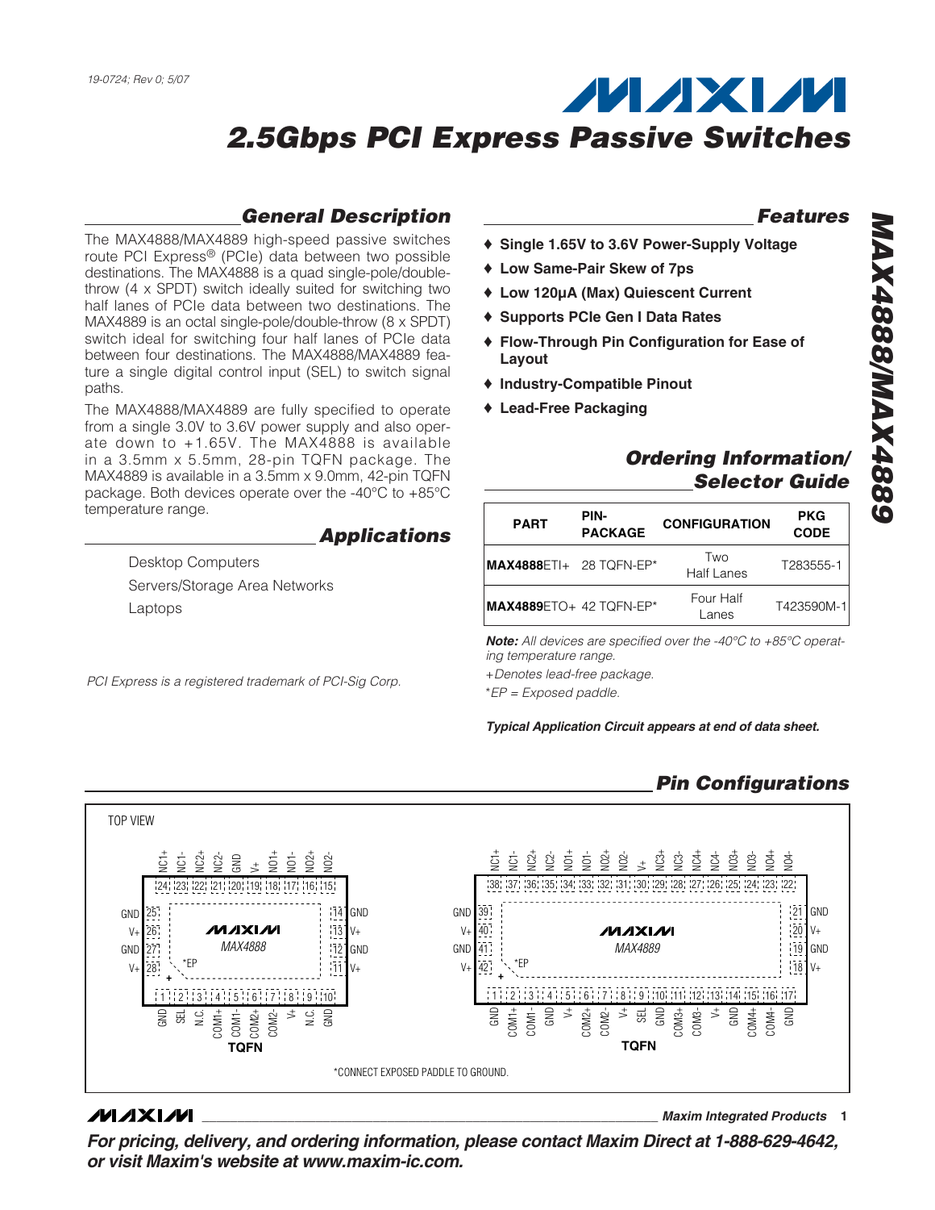19-0724; Rev 0; 5/07

# 2.5Gbps PCI Express Passive Switches

## MAX4888/MAX4889

## General Description

The MAX4888/MAX4889 high-speed passive switches route PCI Express® (PCIe) data between two possible destinations. The MAX4888 is a quad single-pole/double-throw (4 x SPDT) switch ideally suited for switching two half lanes of PCIe data between two destinations. The MAX4889 is an octal single-pole/double-throw (8 x SPDT) switch ideal for switching four half lanes of PCIe data between four destinations. The MAX4888/MAX4889 feature a single digital control input (SEL) to switch signal paths.

The MAX4888/MAX4889 are fully specified to operate from a single 3.0V to 3.6V power supply and also operate down to +1.65V. The MAX4888 is available in a 3.5mm x 5.5mm, 28-pin TQFN package. The MAX4889 is available in a 3.5mm x 9.0mm, 42-pin TQFN package. Both devices operate over the -40°C to +85°C temperature range.

## Applications

Desktop Computers

Servers/Storage Area Networks

Laptops

*PCI Express is a registered trademark of PCI-Sig Corp.*

## Features

- ♦ Single 1.65V to 3.6V Power-Supply Voltage
- ♦ Low Same-Pair Skew of 7ps
- ♦ Low 120µA (Max) Quiescent Current
- ♦ Supports PCIe Gen I Data Rates
- ♦ Flow-Through Pin Configuration for Ease of Layout
- ♦ Industry-Compatible Pinout
- ♦ Lead-Free Packaging

## Ordering Information/Selector Guide

| PART | PIN-PACKAGE | CONFIGURATION | PKG CODE |
|---|---|---|---|
| **MAX4888**ETI+ | 28 TQFN-EP* | Two Half Lanes | T283555-1 |
| **MAX4889**ETO+ | 42 TQFN-EP* | Four Half Lanes | T423590M-1 |

***Note:*** *All devices are specified over the -40°C to +85°C operating temperature range.*

*+Denotes lead-free package.*

**EP = Exposed paddle.*

***Typical Application Circuit appears at end of data sheet.***

## Pin Configurations

TOP VIEW

MAX4888 (TQFN):
- Top (24 to 15): 24 NC1+, 23 NC1-, 22 NC2+, 21 NC2-, 20 GND, 19 V+, 18 NO1+, 17 NO1-, 16 NO2+, 15 NO2-
- Left: 25 GND, 26 V+, 27 GND, 28 V+
- Right: 14 GND, 13 V+, 12 GND, 11 V+
- Bottom (1 to 10): 1 GND, 2 SEL, 3 N.C., 4 COM1+, 5 COM1-, 6 COM2+, 7 COM2-, 8 V+, 9 N.C., 10 GND
- *EP

MAX4889 (TQFN):
- Top (38 to 22): 38 NC1+, 37 NC1-, 36 NC2+, 35 NC2-, 34 NO1+, 33 NO1-, 32 NO2+, 31 NO2-, 30 V+, 29 NC3+, 28 NC3-, 27 NC4+, 26 NC4-, 25 NO3+, 24 NO3-, 23 NO4+, 22 NO4-
- Left: 39 GND, 40 V+, 41 GND, 42 V+
- Right: 21 GND, 20 V+, 19 GND, 18 V+
- Bottom (1 to 17): 1 GND, 2 COM1+, 3 COM1-, 4 GND, 5 V+, 6 COM2+, 7 COM2-, 8 V+, 9 SEL, 10 GND, 11 COM3+, 12 COM3-, 13 V+, 14 GND, 15 COM4+, 16 COM4-, 17 GND
- *EP

*CONNECT EXPOSED PADDLE TO GROUND.

Maxim Integrated Products

***For pricing, delivery, and ordering information, please contact Maxim Direct at 1-888-629-4642, or visit Maxim's website at www.maxim-ic.com.***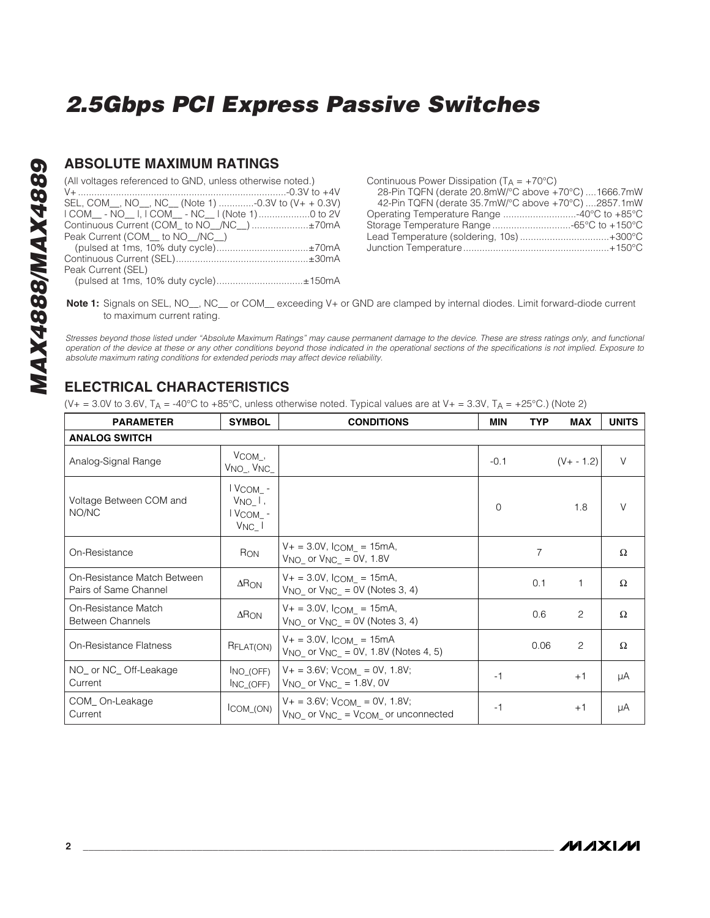## ABSOLUTE MAXIMUM RATINGS

(All voltages referenced to GND, unless otherwise noted.)
V+ ....................................................................-0.3V to +4V
SEL, COM__, NO__, NC__ (Note 1) .............-0.3V to (V+ + 0.3V)
| COM__ - NO__ |, | COM__ - NC__ | (Note 1)...................0 to 2V
Continuous Current (COM_ to NO__/NC__) .....................±70mA
Peak Current (COM__ to NO__/NC__)
(pulsed at 1ms, 10% duty cycle)..................................±70mA
Continuous Current (SEL).................................................±30mA
Peak Current (SEL)
(pulsed at 1ms, 10% duty cycle)................................±150mA

Continuous Power Dissipation ($T_A$ = +70°C)
28-Pin TQFN (derate 20.8mW/°C above +70°C) ....1666.7mW
42-Pin TQFN (derate 35.7mW/°C above +70°C) ....2857.1mW
Operating Temperature Range ...........................-40°C to +85°C
Storage Temperature Range .............................-65°C to +150°C
Lead Temperature (soldering, 10s) .................................+300°C
Junction Temperature.....................................................+150°C

**Note 1:** Signals on SEL, NO__, NC__ or COM__ exceeding V+ or GND are clamped by internal diodes. Limit forward-diode current to maximum current rating.

*Stresses beyond those listed under "Absolute Maximum Ratings" may cause permanent damage to the device. These are stress ratings only, and functional operation of the device at these or any other conditions beyond those indicated in the operational sections of the specifications is not implied. Exposure to absolute maximum rating conditions for extended periods may affect device reliability.*

## ELECTRICAL CHARACTERISTICS

(V+ = 3.0V to 3.6V, $T_A$ = -40°C to +85°C, unless otherwise noted. Typical values are at V+ = 3.3V, $T_A$ = +25°C.) (Note 2)

| PARAMETER | SYMBOL | CONDITIONS | MIN | TYP | MAX | UNITS |
|---|---|---|---|---|---|---|
| **ANALOG SWITCH** | | | | | | |
| Analog-Signal Range | $V_{COM\_}$, $V_{NO\_}$, $V_{NC\_}$ | | -0.1 | | (V+ - 1.2) | V |
| Voltage Between COM and NO/NC | $\lvert V_{COM\_} - V_{NO\_} \rvert$, $\lvert V_{COM\_} - V_{NC\_} \rvert$ | | 0 | | 1.8 | V |
| On-Resistance | $R_{ON}$ | V+ = 3.0V, $I_{COM\_}$ = 15mA, $V_{NO\_}$ or $V_{NC\_}$ = 0V, 1.8V | | 7 | | Ω |
| On-Resistance Match Between Pairs of Same Channel | $\Delta R_{ON}$ | V+ = 3.0V, $I_{COM\_}$ = 15mA, $V_{NO\_}$ or $V_{NC\_}$ = 0V (Notes 3, 4) | | 0.1 | 1 | Ω |
| On-Resistance Match Between Channels | $\Delta R_{ON}$ | V+ = 3.0V, $I_{COM\_}$ = 15mA, $V_{NO\_}$ or $V_{NC\_}$ = 0V (Notes 3, 4) | | 0.6 | 2 | Ω |
| On-Resistance Flatness | $R_{FLAT(ON)}$ | V+ = 3.0V, $I_{COM\_}$ = 15mA $V_{NO\_}$ or $V_{NC\_}$ = 0V, 1.8V (Notes 4, 5) | | 0.06 | 2 | Ω |
| NO_ or NC_ Off-Leakage Current | $I_{NO\_(OFF)}$ $I_{NC\_(OFF)}$ | V+ = 3.6V; $V_{COM\_}$ = 0V, 1.8V; $V_{NO\_}$ or $V_{NC\_}$ = 1.8V, 0V | -1 | | +1 | µA |
| COM_ On-Leakage Current | $I_{COM\_(ON)}$ | V+ = 3.6V; $V_{COM\_}$ = 0V, 1.8V; $V_{NO\_}$ or $V_{NC\_}$ = $V_{COM\_}$ or unconnected | -1 | | +1 | µA |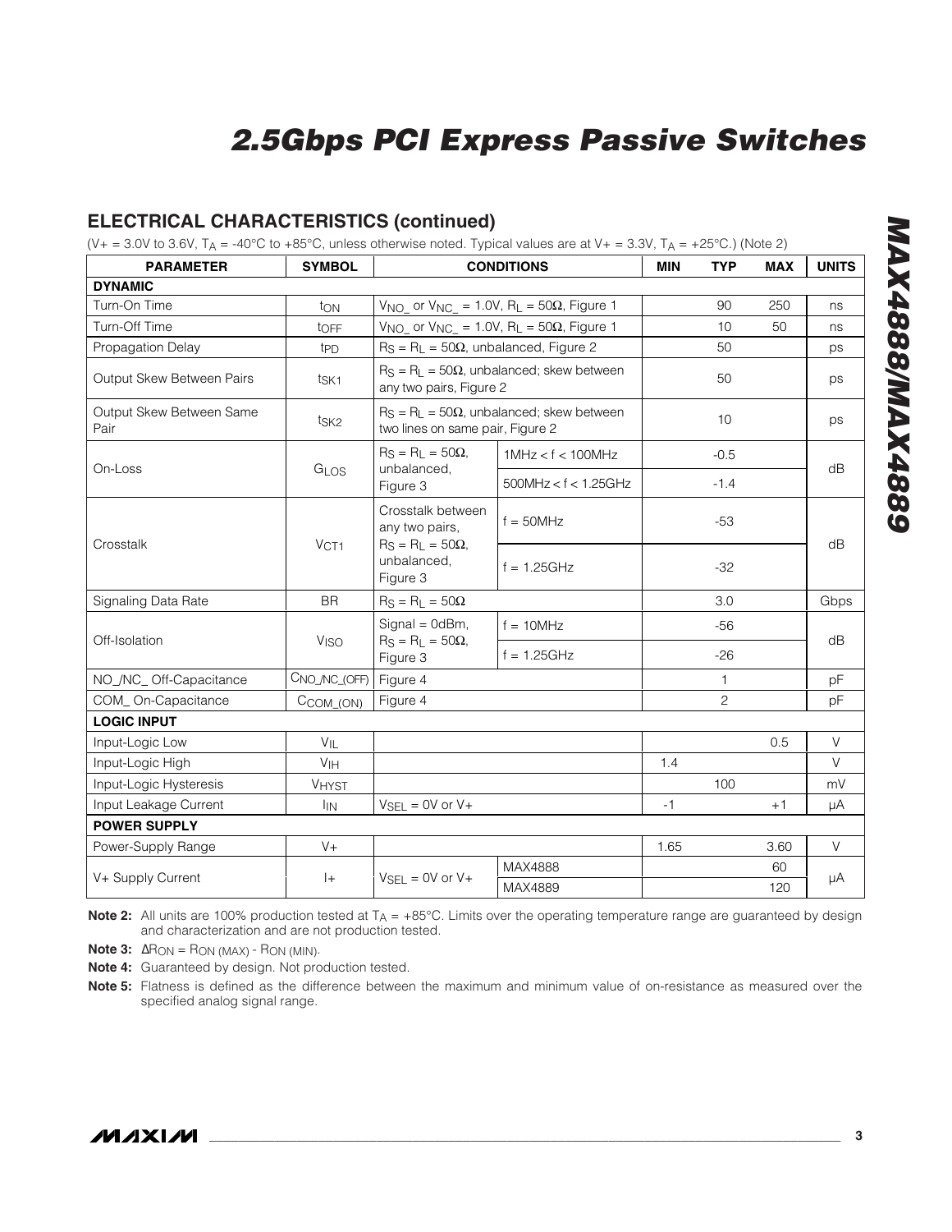## ELECTRICAL CHARACTERISTICS (continued)

($V+ = 3.0V$ to $3.6V$, $T_A = -40°C$ to $+85°C$, unless otherwise noted. Typical values are at $V+ = 3.3V$, $T_A = +25°C$.) (Note 2)

| PARAMETER | SYMBOL | CONDITIONS | | MIN | TYP | MAX | UNITS |
|---|---|---|---|---|---|---|---|
| **DYNAMIC** | | | | | | | |
| Turn-On Time | $t_{ON}$ | $V_{NO\_}$ or $V_{NC\_} = 1.0V$, $R_L = 50\Omega$, Figure 1 | | | 90 | 250 | ns |
| Turn-Off Time | $t_{OFF}$ | $V_{NO\_}$ or $V_{NC\_} = 1.0V$, $R_L = 50\Omega$, Figure 1 | | | 10 | 50 | ns |
| Propagation Delay | $t_{PD}$ | $R_S = R_L = 50\Omega$, unbalanced, Figure 2 | | | 50 | | ps |
| Output Skew Between Pairs | $t_{SK1}$ | $R_S = R_L = 50\Omega$, unbalanced; skew between any two pairs, Figure 2 | | | 50 | | ps |
| Output Skew Between Same Pair | $t_{SK2}$ | $R_S = R_L = 50\Omega$, unbalanced; skew between two lines on same pair, Figure 2 | | | 10 | | ps |
| On-Loss | $G_{LOS}$ | $R_S = R_L = 50\Omega$, unbalanced, Figure 3 | 1MHz < f < 100MHz | | -0.5 | | dB |
| | | | 500MHz < f < 1.25GHz | | -1.4 | | |
| Crosstalk | $V_{CT1}$ | Crosstalk between any two pairs, $R_S = R_L = 50\Omega$, unbalanced, Figure 3 | f = 50MHz | | -53 | | dB |
| | | | f = 1.25GHz | | -32 | | |
| Signaling Data Rate | BR | $R_S = R_L = 50\Omega$ | | | 3.0 | | Gbps |
| Off-Isolation | $V_{ISO}$ | Signal = 0dBm, $R_S = R_L = 50\Omega$, Figure 3 | f = 10MHz | | -56 | | dB |
| | | | f = 1.25GHz | | -26 | | |
| NO_/NC_ Off-Capacitance | $C_{NO\_/NC\_(OFF)}$ | Figure 4 | | | 1 | | pF |
| COM_ On-Capacitance | $C_{COM\_(ON)}$ | Figure 4 | | | 2 | | pF |
| **LOGIC INPUT** | | | | | | | |
| Input-Logic Low | $V_{IL}$ | | | | | 0.5 | V |
| Input-Logic High | $V_{IH}$ | | | 1.4 | | | V |
| Input-Logic Hysteresis | $V_{HYST}$ | | | | 100 | | mV |
| Input Leakage Current | $I_{IN}$ | $V_{SEL} = 0V$ or $V+$ | | -1 | | +1 | µA |
| **POWER SUPPLY** | | | | | | | |
| Power-Supply Range | V+ | | | 1.65 | | 3.60 | V |
| V+ Supply Current | I+ | $V_{SEL} = 0V$ or $V+$ | MAX4888 | | | 60 | µA |
| | | | MAX4889 | | | 120 | |

**Note 2:** All units are 100% production tested at $T_A = +85°C$. Limits over the operating temperature range are guaranteed by design and characterization and are not production tested.

**Note 3:** $\Delta R_{ON} = R_{ON\ (MAX)} - R_{ON\ (MIN)}$.

**Note 4:** Guaranteed by design. Not production tested.

**Note 5:** Flatness is defined as the difference between the maximum and minimum value of on-resistance as measured over the specified analog signal range.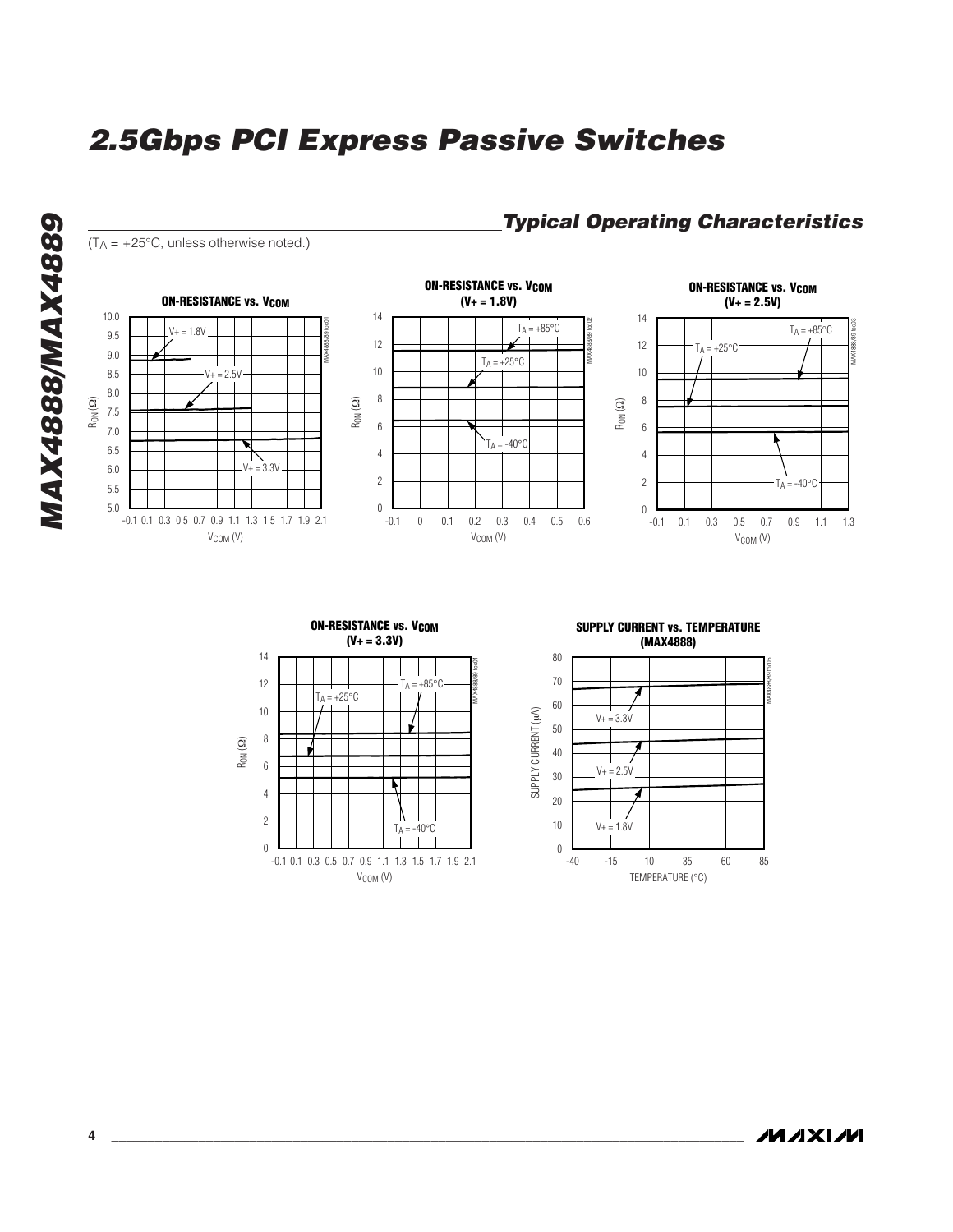## Typical Operating Characteristics

($T_A$ = +25°C, unless otherwise noted.)

**ON-RESISTANCE vs. $V_{COM}$**

**ON-RESISTANCE vs. $V_{COM}$ (V+ = 1.8V)**

**ON-RESISTANCE vs. $V_{COM}$ (V+ = 2.5V)**

**ON-RESISTANCE vs. $V_{COM}$ (V+ = 3.3V)**

**SUPPLY CURRENT vs. TEMPERATURE (MAX4888)**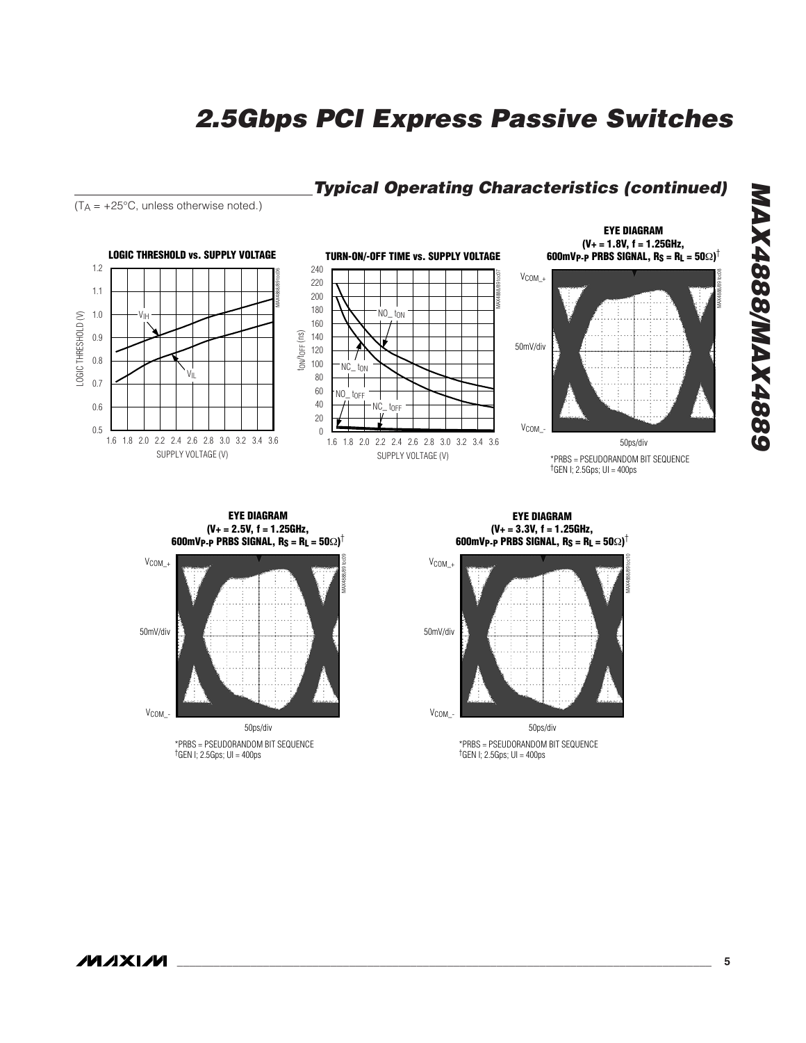## Typical Operating Characteristics (continued)

($T_A$ = +25°C, unless otherwise noted.)

**LOGIC THRESHOLD vs. SUPPLY VOLTAGE**

**TURN-ON/-OFF TIME vs. SUPPLY VOLTAGE**

**EYE DIAGRAM (V+ = 1.8V, f = 1.25GHz, 600mVP-P PRBS SIGNAL, $R_S$ = $R_L$ = 50Ω)†**

*PRBS = PSEUDORANDOM BIT SEQUENCE
†GEN I; 2.5Gps; UI = 400ps

**EYE DIAGRAM (V+ = 2.5V, f = 1.25GHz, 600mVP-P PRBS SIGNAL, $R_S$ = $R_L$ = 50Ω)†**

*PRBS = PSEUDORANDOM BIT SEQUENCE
†GEN I; 2.5Gps; UI = 400ps

**EYE DIAGRAM (V+ = 3.3V, f = 1.25GHz, 600mVP-P PRBS SIGNAL, $R_S$ = $R_L$ = 50Ω)†**

*PRBS = PSEUDORANDOM BIT SEQUENCE
†GEN I; 2.5Gps; UI = 400ps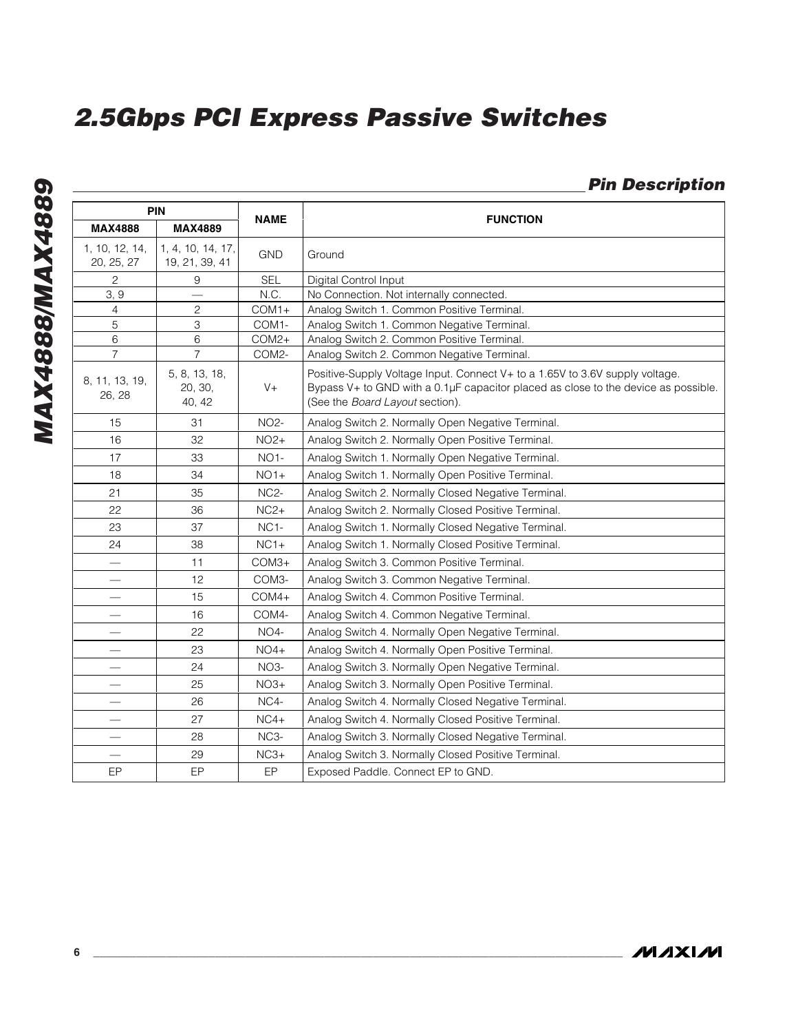## Pin Description

| PIN | | NAME | FUNCTION |
|---|---|---|---|
| MAX4888 | MAX4889 | | |
| 1, 10, 12, 14, 20, 25, 27 | 1, 4, 10, 14, 17, 19, 21, 39, 41 | GND | Ground |
| 2 | 9 | SEL | Digital Control Input |
| 3, 9 | — | N.C. | No Connection. Not internally connected. |
| 4 | 2 | COM1+ | Analog Switch 1. Common Positive Terminal. |
| 5 | 3 | COM1- | Analog Switch 1. Common Negative Terminal. |
| 6 | 6 | COM2+ | Analog Switch 2. Common Positive Terminal. |
| 7 | 7 | COM2- | Analog Switch 2. Common Negative Terminal. |
| 8, 11, 13, 19, 26, 28 | 5, 8, 13, 18, 20, 30, 40, 42 | V+ | Positive-Supply Voltage Input. Connect V+ to a 1.65V to 3.6V supply voltage. Bypass V+ to GND with a 0.1µF capacitor placed as close to the device as possible. (See the *Board Layout* section). |
| 15 | 31 | NO2- | Analog Switch 2. Normally Open Negative Terminal. |
| 16 | 32 | NO2+ | Analog Switch 2. Normally Open Positive Terminal. |
| 17 | 33 | NO1- | Analog Switch 1. Normally Open Negative Terminal. |
| 18 | 34 | NO1+ | Analog Switch 1. Normally Open Positive Terminal. |
| 21 | 35 | NC2- | Analog Switch 2. Normally Closed Negative Terminal. |
| 22 | 36 | NC2+ | Analog Switch 2. Normally Closed Positive Terminal. |
| 23 | 37 | NC1- | Analog Switch 1. Normally Closed Negative Terminal. |
| 24 | 38 | NC1+ | Analog Switch 1. Normally Closed Positive Terminal. |
| — | 11 | COM3+ | Analog Switch 3. Common Positive Terminal. |
| — | 12 | COM3- | Analog Switch 3. Common Negative Terminal. |
| — | 15 | COM4+ | Analog Switch 4. Common Positive Terminal. |
| — | 16 | COM4- | Analog Switch 4. Common Negative Terminal. |
| — | 22 | NO4- | Analog Switch 4. Normally Open Negative Terminal. |
| — | 23 | NO4+ | Analog Switch 4. Normally Open Positive Terminal. |
| — | 24 | NO3- | Analog Switch 3. Normally Open Negative Terminal. |
| — | 25 | NO3+ | Analog Switch 3. Normally Open Positive Terminal. |
| — | 26 | NC4- | Analog Switch 4. Normally Closed Negative Terminal. |
| — | 27 | NC4+ | Analog Switch 4. Normally Closed Positive Terminal. |
| — | 28 | NC3- | Analog Switch 3. Normally Closed Negative Terminal. |
| — | 29 | NC3+ | Analog Switch 3. Normally Closed Positive Terminal. |
| EP | EP | EP | Exposed Paddle. Connect EP to GND. |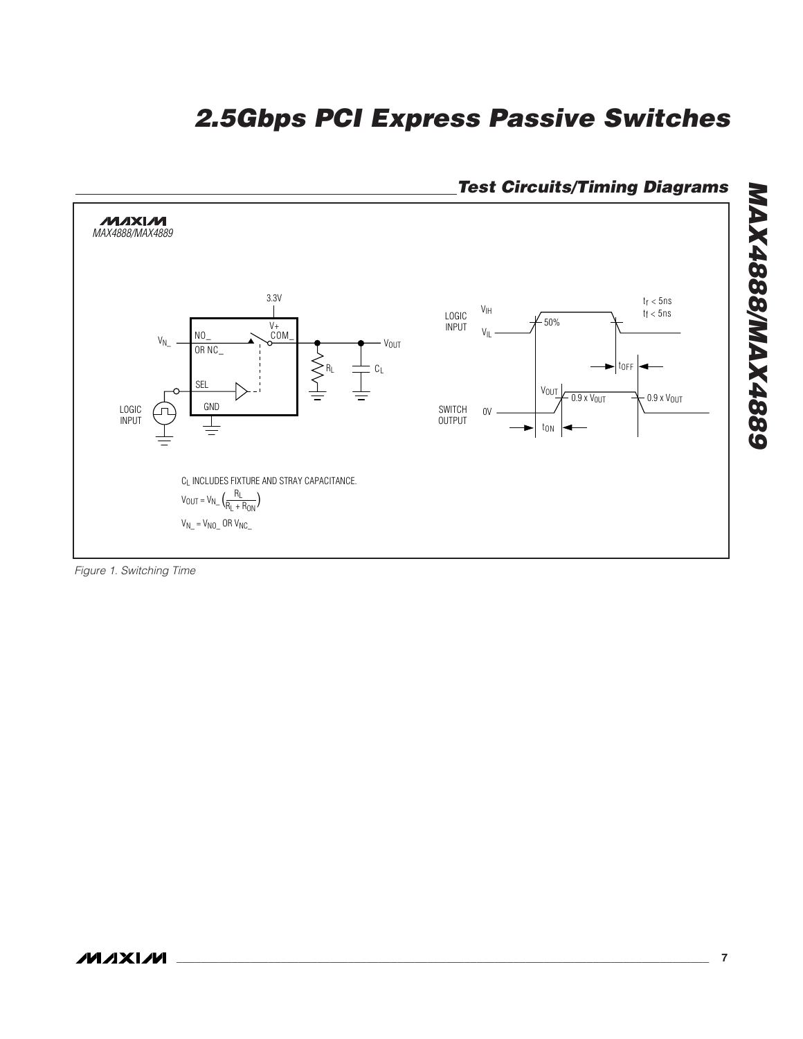## Test Circuits/Timing Diagrams

MAX4888/MAX4889

3.3V

V+

$V_{N\_}$ NO_ OR NC_ COM_ $V_{OUT}$

$R_L$ $C_L$

SEL

LOGIC INPUT GND

LOGIC INPUT $V_{IH}$ $V_{IL}$ 50% $t_r < 5ns$ $t_f < 5ns$

$t_{OFF}$

SWITCH OUTPUT 0V $V_{OUT}$ $0.9 \times V_{OUT}$ $0.9 \times V_{OUT}$

$t_{ON}$

$C_L$ INCLUDES FIXTURE AND STRAY CAPACITANCE.

$$V_{OUT} = V_{N\_} \left( \frac{R_L}{R_L + R_{ON}} \right)$$

$$V_{N\_} = V_{NO\_} \text{ OR } V_{NC\_}$$

*Figure 1. Switching Time*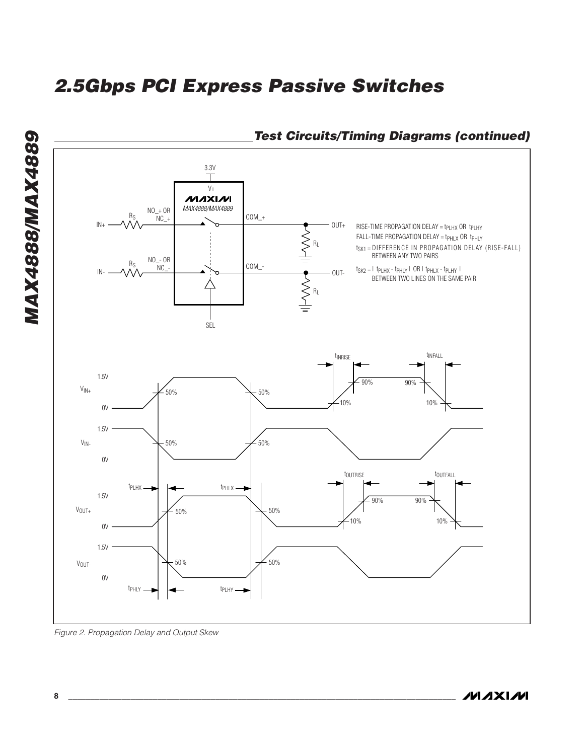## Test Circuits/Timing Diagrams (continued)

RISE-TIME PROPAGATION DELAY = $t_{PLHX}$ OR $t_{PLHY}$

FALL-TIME PROPAGATION DELAY = $t_{PHLX}$ OR $t_{PHLY}$

$t_{SK1}$ = DIFFERENCE IN PROPAGATION DELAY (RISE-FALL) BETWEEN ANY TWO PAIRS

$t_{SK2}$ = | $t_{PLHX}$ - $t_{PHLY}$ | OR | $t_{PHLX}$ - $t_{PLHY}$ | BETWEEN TWO LINES ON THE SAME PAIR

*Figure 2. Propagation Delay and Output Skew*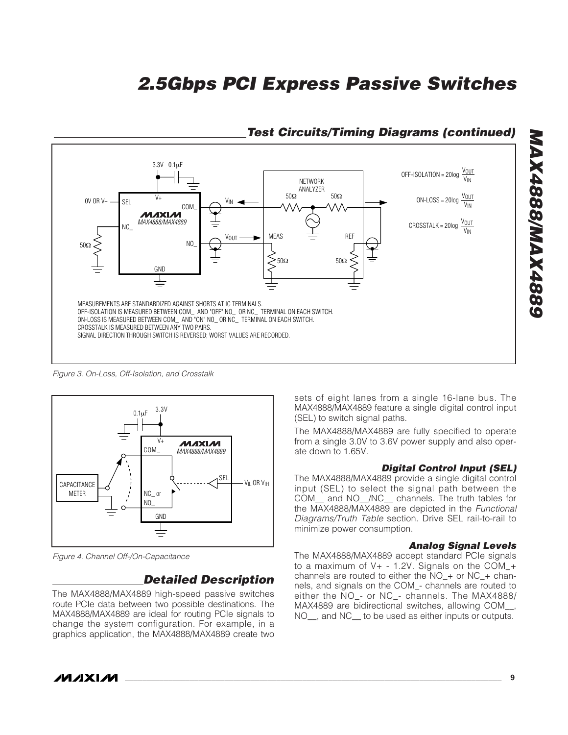## Test Circuits/Timing Diagrams (continued)

MEASUREMENTS ARE STANDARDIZED AGAINST SHORTS AT IC TERMINALS.
OFF-ISOLATION IS MEASURED BETWEEN COM_ AND "OFF" NO_ OR NC_ TERMINAL ON EACH SWITCH.
ON-LOSS IS MEASURED BETWEEN COM_ AND "ON" NO_ OR NC_ TERMINAL ON EACH SWITCH.
CROSSTALK IS MEASURED BETWEEN ANY TWO PAIRS.
SIGNAL DIRECTION THROUGH SWITCH IS REVERSED; WORST VALUES ARE RECORDED.

$$\text{OFF-ISOLATION} = 20\log \frac{V_{OUT}}{V_{IN}}$$

$$\text{ON-LOSS} = 20\log \frac{V_{OUT}}{V_{IN}}$$

$$\text{CROSSTALK} = 20\log \frac{V_{OUT}}{V_{IN}}$$

*Figure 3. On-Loss, Off-Isolation, and Crosstalk*

*Figure 4. Channel Off-/On-Capacitance*

## Detailed Description

The MAX4888/MAX4889 high-speed passive switches route PCIe data between two possible destinations. The MAX4888/MAX4889 are ideal for routing PCIe signals to change the system configuration. For example, in a graphics application, the MAX4888/MAX4889 create two sets of eight lanes from a single 16-lane bus. The MAX4888/MAX4889 feature a single digital control input (SEL) to switch signal paths.

The MAX4888/MAX4889 are fully specified to operate from a single 3.0V to 3.6V power supply and also operate down to 1.65V.

### Digital Control Input (SEL)

The MAX4888/MAX4889 provide a single digital control input (SEL) to select the signal path between the COM__ and NO__/NC__ channels. The truth tables for the MAX4888/MAX4889 are depicted in the *Functional Diagrams/Truth Table* section. Drive SEL rail-to-rail to minimize power consumption.

### Analog Signal Levels

The MAX4888/MAX4889 accept standard PCIe signals to a maximum of V+ - 1.2V. Signals on the COM_+ channels are routed to either the NO_+ or NC_+ channels, and signals on the COM_- channels are routed to either the NO_- or NC_- channels. The MAX4888/MAX4889 are bidirectional switches, allowing COM__, NO__, and NC__ to be used as either inputs or outputs.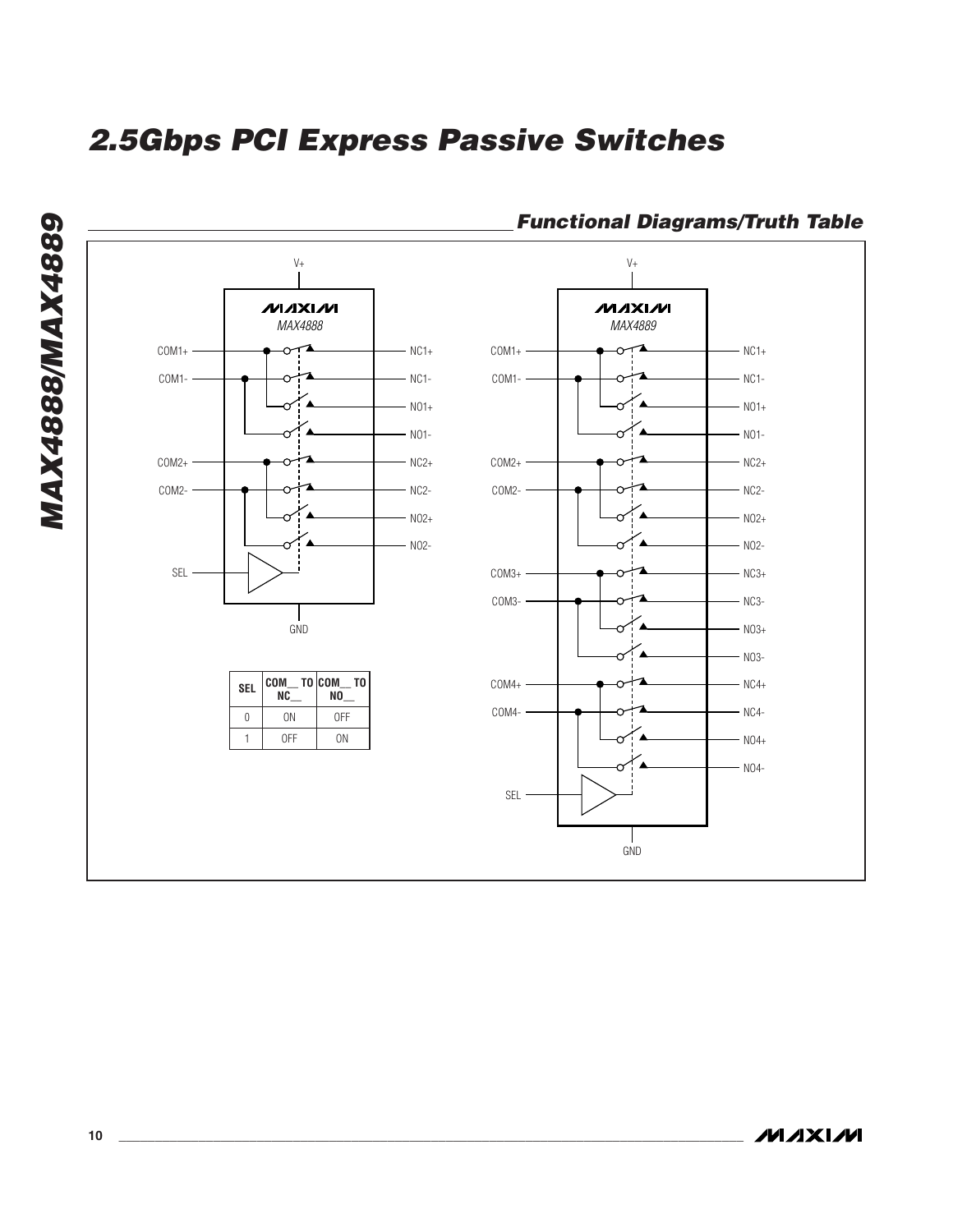## Functional Diagrams/Truth Table

| SEL | COM__ TO NC__ | COM__ TO NO__ |
|---|---|---|
| 0 | ON | OFF |
| 1 | OFF | ON |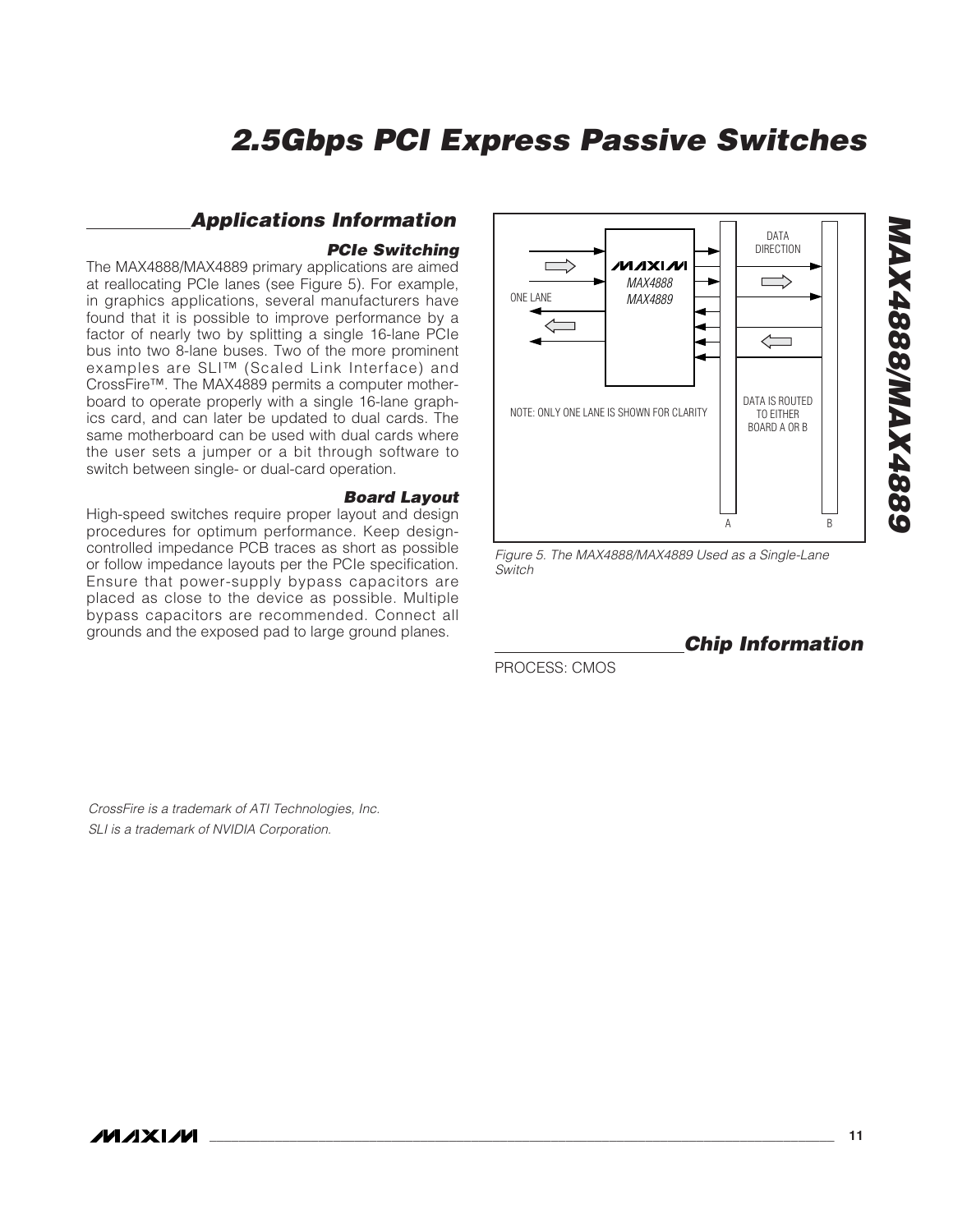## Applications Information

### PCIe Switching

The MAX4888/MAX4889 primary applications are aimed at reallocating PCIe lanes (see Figure 5). For example, in graphics applications, several manufacturers have found that it is possible to improve performance by a factor of nearly two by splitting a single 16-lane PCIe bus into two 8-lane buses. Two of the more prominent examples are SLI™ (Scaled Link Interface) and CrossFire™. The MAX4889 permits a computer motherboard to operate properly with a single 16-lane graphics card, and can later be updated to dual cards. The same motherboard can be used with dual cards where the user sets a jumper or a bit through software to switch between single- or dual-card operation.

### Board Layout

High-speed switches require proper layout and design procedures for optimum performance. Keep design-controlled impedance PCB traces as short as possible or follow impedance layouts per the PCIe specification. Ensure that power-supply bypass capacitors are placed as close to the device as possible. Multiple bypass capacitors are recommended. Connect all grounds and the exposed pad to large ground planes.

*Figure 5. The MAX4888/MAX4889 Used as a Single-Lane Switch*

## Chip Information

PROCESS: CMOS

*CrossFire is a trademark of ATI Technologies, Inc.*
*SLI is a trademark of NVIDIA Corporation.*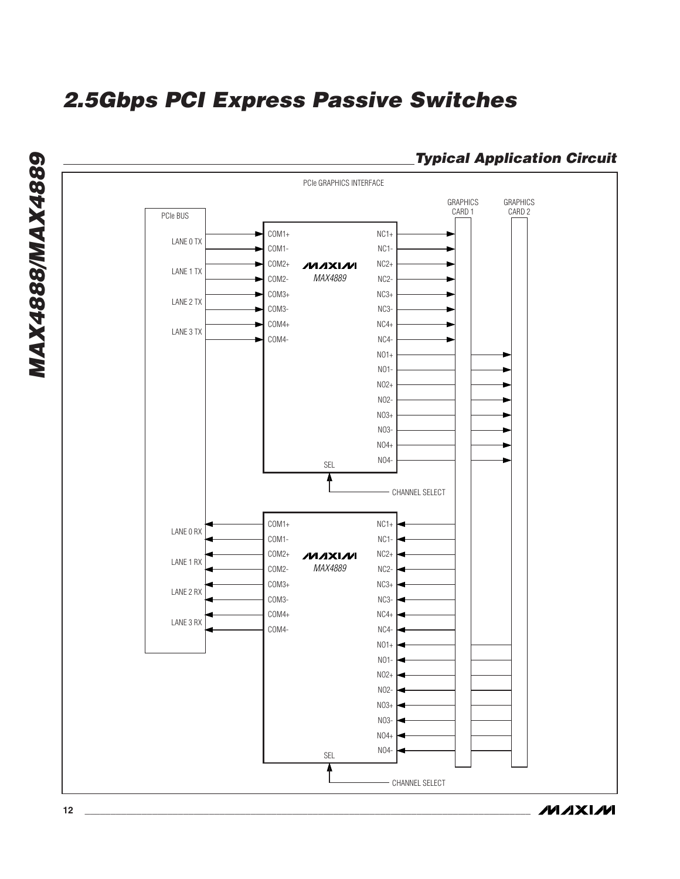## Typical Application Circuit

PCIe GRAPHICS INTERFACE

GRAPHICS CARD 1

GRAPHICS CARD 2

PCIe BUS

LANE 0 TX

LANE 1 TX

LANE 2 TX

LANE 3 TX

COM1+ COM1- COM2+ COM2- COM3+ COM3- COM4+ COM4-

MAXIM MAX4889

NC1+ NC1- NC2+ NC2- NC3+ NC3- NC4+ NC4- NO1+ NO1- NO2+ NO2- NO3+ NO3- NO4+ NO4-

SEL

CHANNEL SELECT

LANE 0 RX

LANE 1 RX

LANE 2 RX

LANE 3 RX

COM1+ COM1- COM2+ COM2- COM3+ COM3- COM4+ COM4-

MAXIM MAX4889

NC1+ NC1- NC2+ NC2- NC3+ NC3- NC4+ NC4- NO1+ NO1- NO2+ NO2- NO3+ NO3- NO4+ NO4-

SEL

CHANNEL SELECT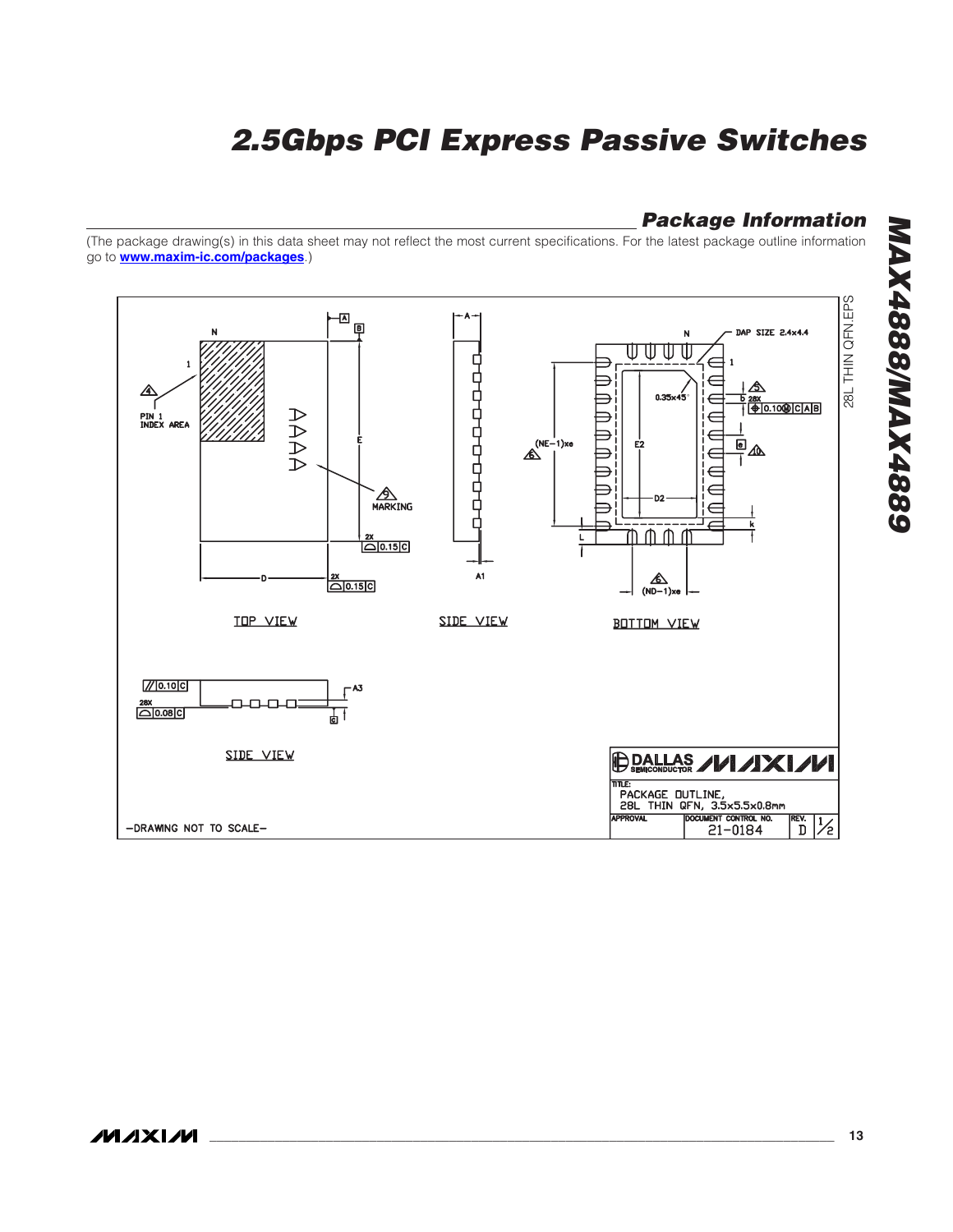## Package Information

(The package drawing(s) in this data sheet may not reflect the most current specifications. For the latest package outline information go to **www.maxim-ic.com/packages**.)

TOP VIEW

SIDE VIEW

BOTTOM VIEW

SIDE VIEW

PIN 1 INDEX AREA

MARKING

DAP SIZE 2.4x4.4

—DRAWING NOT TO SCALE—

TITLE: PACKAGE OUTLINE, 28L THIN QFN, 3.5x5.5x0.8mm

DOCUMENT CONTROL NO. 21-0184 | REV. D | 1/2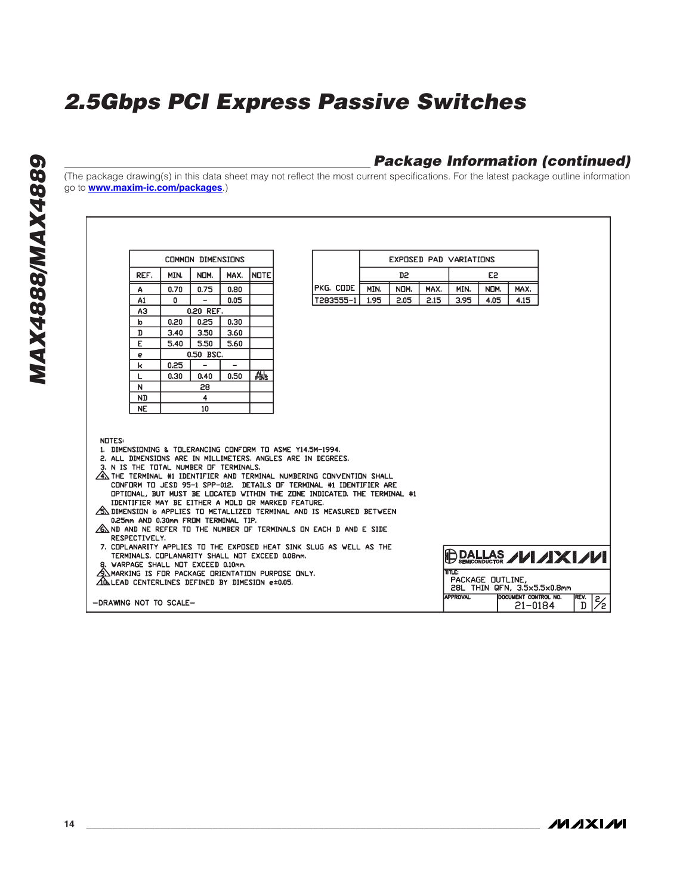## Package Information (continued)

(The package drawing(s) in this data sheet may not reflect the most current specifications. For the latest package outline information go to **www.maxim-ic.com/packages**.)

| COMMON DIMENSIONS | | | | |
|---|---|---|---|---|
| REF. | MIN. | NOM. | MAX. | NOTE |
| A | 0.70 | 0.75 | 0.80 | |
| A1 | 0 | - | 0.05 | |
| A3 | 0.20 REF. | | | |
| b | 0.20 | 0.25 | 0.30 | |
| D | 3.40 | 3.50 | 3.60 | |
| E | 5.40 | 5.50 | 5.60 | |
| e | 0.50 BSC. | | | |
| k | 0.25 | - | - | |
| L | 0.30 | 0.40 | 0.50 | ALL PINS |
| N | 28 | | | |
| ND | 4 | | | |
| NE | 10 | | | |

| | EXPOSED PAD VARIATIONS | | | | | |
|---|---|---|---|---|---|---|
| | D2 | | | E2 | | |
| PKG. CODE | MIN. | NOM. | MAX. | MIN. | NOM. | MAX. |
| T283555-1 | 1.95 | 2.05 | 2.15 | 3.95 | 4.05 | 4.15 |

NOTES:
1. DIMENSIONING & TOLERANCING CONFORM TO ASME Y14.5M-1994.
2. ALL DIMENSIONS ARE IN MILLIMETERS. ANGLES ARE IN DEGREES.
3. N IS THE TOTAL NUMBER OF TERMINALS.
4. THE TERMINAL #1 IDENTIFIER AND TERMINAL NUMBERING CONVENTION SHALL CONFORM TO JESD 95-1 SPP-012. DETAILS OF TERMINAL #1 IDENTIFIER ARE OPTIONAL, BUT MUST BE LOCATED WITHIN THE ZONE INDICATED. THE TERMINAL #1 IDENTIFIER MAY BE EITHER A MOLD OR MARKED FEATURE.
5. DIMENSION b APPLIES TO METALLIZED TERMINAL AND IS MEASURED BETWEEN 0.25mm AND 0.30mm FROM TERMINAL TIP.
6. ND AND NE REFER TO THE NUMBER OF TERMINALS ON EACH D AND E SIDE RESPECTIVELY.
7. COPLANARITY APPLIES TO THE EXPOSED HEAT SINK SLUG AS WELL AS THE TERMINALS. COPLANARITY SHALL NOT EXCEED 0.08mm.
8. WARPAGE SHALL NOT EXCEED 0.10mm.
9. MARKING IS FOR PACKAGE ORIENTATION PURPOSE ONLY.
10. LEAD CENTERLINES DEFINED BY DIMESION e±0.05.

-DRAWING NOT TO SCALE-

DALLAS SEMICONDUCTOR MAXIM

TITLE: PACKAGE OUTLINE, 28L THIN QFN, 3.5x5.5x0.8mm

APPROVAL | DOCUMENT CONTROL NO. 21-0184 | REV. D | 2/2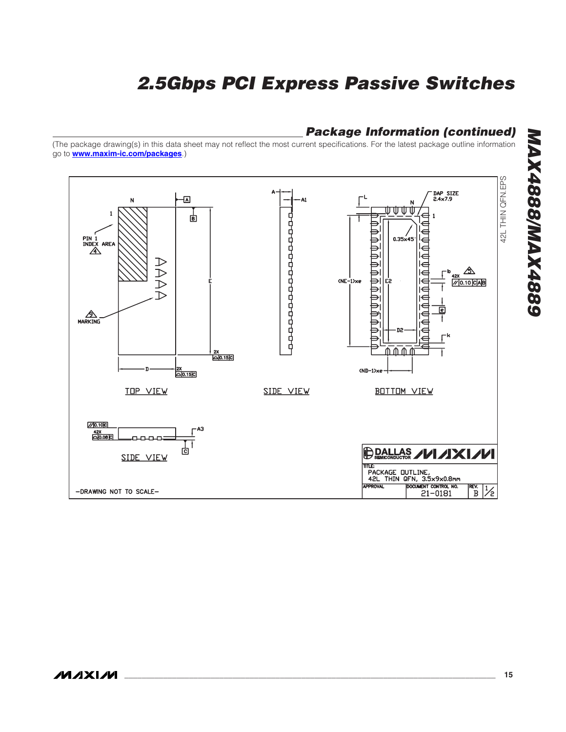## Package Information (continued)

(The package drawing(s) in this data sheet may not reflect the most current specifications. For the latest package outline information go to **www.maxim-ic.com/packages**.)

TOP VIEW

SIDE VIEW

BOTTOM VIEW

SIDE VIEW

DAP SIZE 2.4x7.9

PIN 1 INDEX AREA

MARKING

-DRAWING NOT TO SCALE-

DALLAS SEMICONDUCTOR MAXIM

TITLE: PACKAGE OUTLINE, 42L THIN QFN, 3.5x9x0.8mm

APPROVAL | DOCUMENT CONTROL NO. 21-0181 | REV. B | 1/2

42L THIN QFN.EPS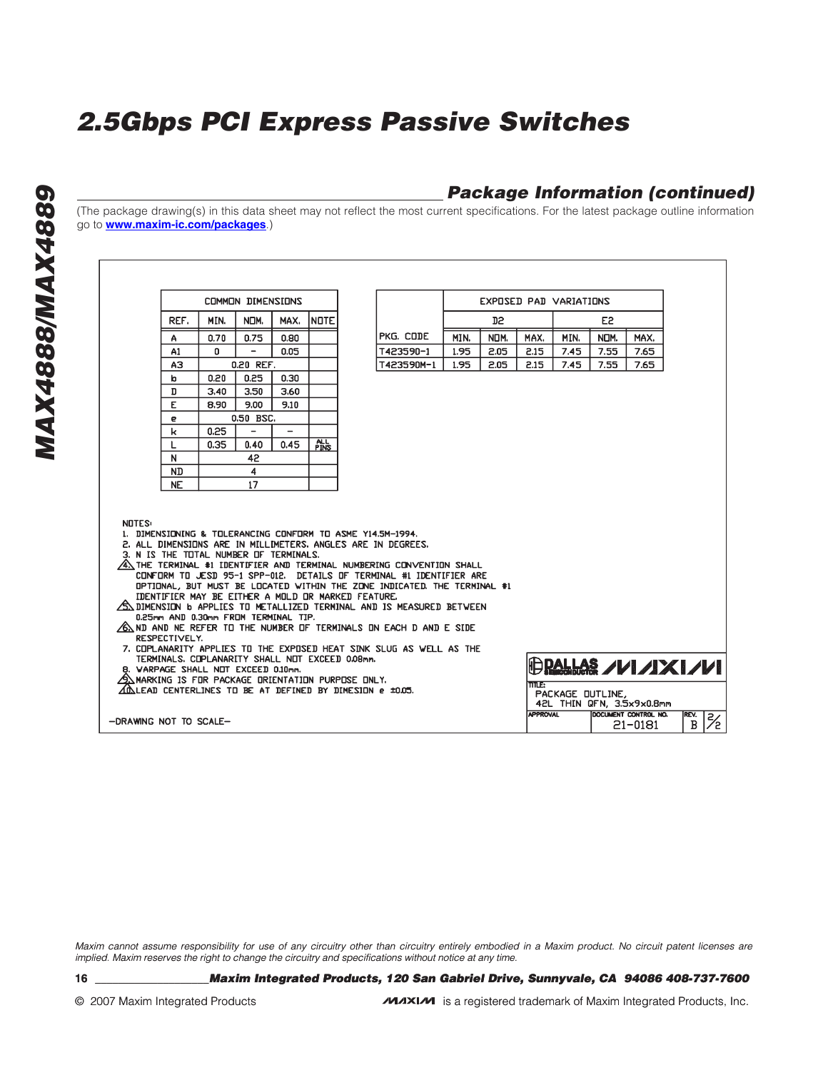## Package Information (continued)

(The package drawing(s) in this data sheet may not reflect the most current specifications. For the latest package outline information go to **www.maxim-ic.com/packages**.)

| COMMON DIMENSIONS | | | | |
|---|---|---|---|---|
| REF. | MIN. | NOM. | MAX. | NOTE |
| A | 0.70 | 0.75 | 0.80 | |
| A1 | 0 | - | 0.05 | |
| A3 | 0.20 REF. | | | |
| b | 0.20 | 0.25 | 0.30 | |
| D | 3.40 | 3.50 | 3.60 | |
| E | 8.90 | 9.00 | 9.10 | |
| e | 0.50 BSC. | | | |
| k | 0.25 | - | - | |
| L | 0.35 | 0.40 | 0.45 | ALL PINS |
| N | 42 | | | |
| ND | 4 | | | |
| NE | 17 | | | |

| | EXPOSED PAD VARIATIONS | | | | | |
|---|---|---|---|---|---|---|
| | D2 | | | E2 | | |
| PKG. CODE | MIN. | NOM. | MAX. | MIN. | NOM. | MAX. |
| T423590-1 | 1.95 | 2.05 | 2.15 | 7.45 | 7.55 | 7.65 |
| T423590M-1 | 1.95 | 2.05 | 2.15 | 7.45 | 7.55 | 7.65 |

NOTES:

1. DIMENSIONING & TOLERANCING CONFORM TO ASME Y14.5M-1994.
2. ALL DIMENSIONS ARE IN MILLIMETERS. ANGLES ARE IN DEGREES.
3. N IS THE TOTAL NUMBER OF TERMINALS.
4. THE TERMINAL #1 IDENTIFIER AND TERMINAL NUMBERING CONVENTION SHALL CONFORM TO JESD 95-1 SPP-012. DETAILS OF TERMINAL #1 IDENTIFIER ARE OPTIONAL, BUT MUST BE LOCATED WITHIN THE ZONE INDICATED. THE TERMINAL #1 IDENTIFIER MAY BE EITHER A MOLD OR MARKED FEATURE.
5. DIMENSION b APPLIES TO METALLIZED TERMINAL AND IS MEASURED BETWEEN 0.25mm AND 0.30mm FROM TERMINAL TIP.
6. ND AND NE REFER TO THE NUMBER OF TERMINALS ON EACH D AND E SIDE RESPECTIVELY.
7. COPLANARITY APPLIES TO THE EXPOSED HEAT SINK SLUG AS WELL AS THE TERMINALS. COPLANARITY SHALL NOT EXCEED 0.08mm.
8. WARPAGE SHALL NOT EXCEED 0.10mm.
9. MARKING IS FOR PACKAGE ORIENTATION PURPOSE ONLY.
10. LEAD CENTERLINES TO BE AT DEFINED BY DIMESION e ±0.05.

-DRAWING NOT TO SCALE-

DALLAS SEMICONDUCTOR MAXIM

TITLE: PACKAGE OUTLINE, 42L THIN QFN, 3.5x9x0.8mm

APPROVAL | DOCUMENT CONTROL NO. 21-0181 | REV. B | 2/2

*Maxim cannot assume responsibility for use of any circuitry other than circuitry entirely embodied in a Maxim product. No circuit patent licenses are implied. Maxim reserves the right to change the circuitry and specifications without notice at any time.*

***Maxim Integrated Products, 120 San Gabriel Drive, Sunnyvale, CA 94086 408-737-7600***

© 2007 Maxim Integrated Products

MAXIM is a registered trademark of Maxim Integrated Products, Inc.